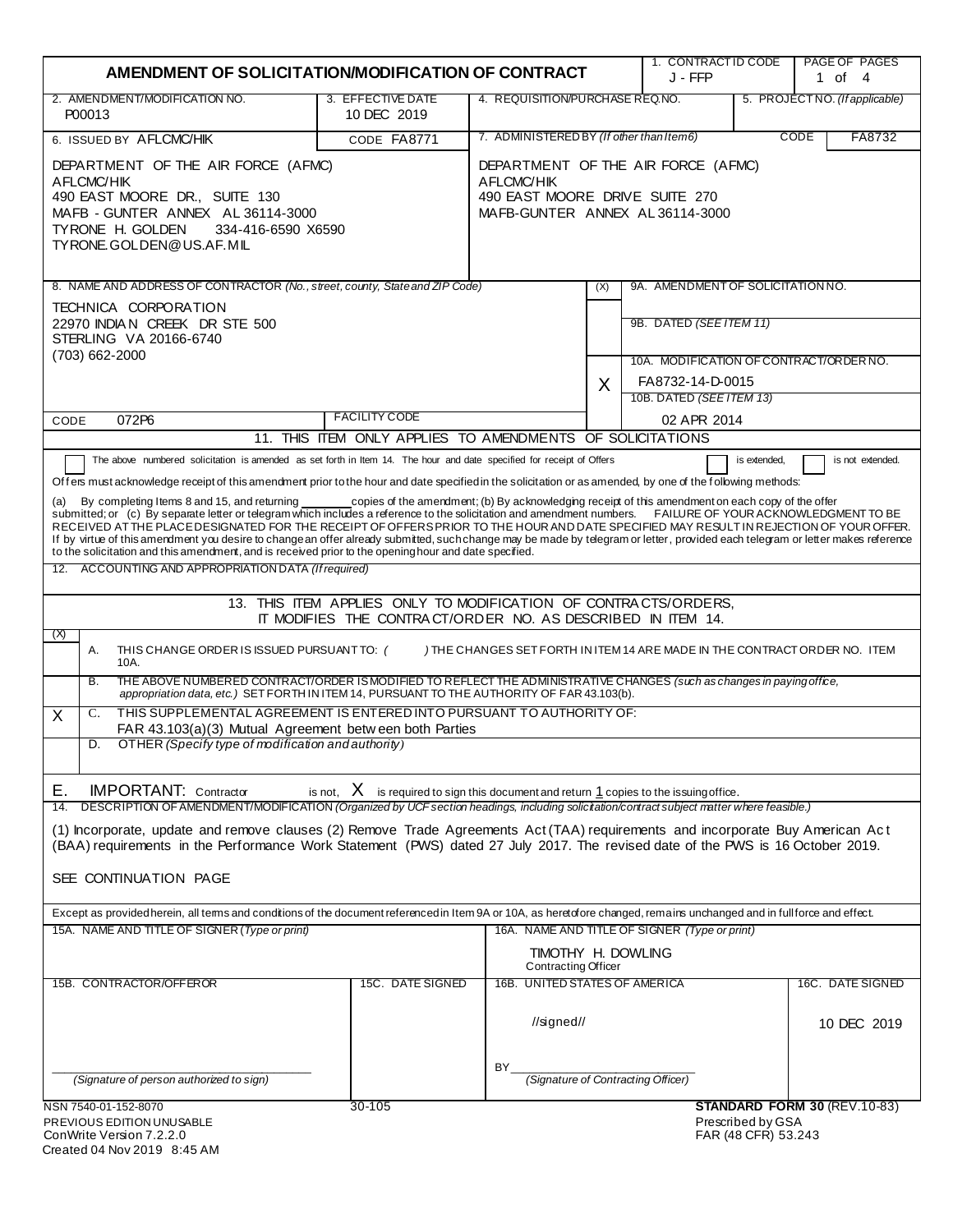# AMENDMENT OF SOLICITATION/MODIFICATION OF CONTRACT

| 1. CONTRACT ID CODE | PAGE OF PAGES |
|---|---|
| J - FFP | 1 of 4 |

| 2. AMENDMENT/MODIFICATION NO. | 3. EFFECTIVE DATE | 4. REQUISITION/PURCHASE REQ.NO. | 5. PROJECT NO. (If applicable) |
|---|---|---|---|
| P00013 | 10 DEC 2019 | | |

**6. ISSUED BY** AFLCMC/HIK **CODE** FA8771

DEPARTMENT OF THE AIR FORCE (AFMC)
AFLCMC/HIK
490 EAST MOORE DR., SUITE 130
MAFB - GUNTER ANNEX AL 36114-3000
TYRONE H. GOLDEN 334-416-6590 X6590
TYRONE.GOLDEN@US.AF.MIL

**7. ADMINISTERED BY** *(If other than Item 6)* **CODE** FA8732

DEPARTMENT OF THE AIR FORCE (AFMC)
AFLCMC/HIK
490 EAST MOORE DRIVE SUITE 270
MAFB-GUNTER ANNEX AL 36114-3000

**8. NAME AND ADDRESS OF CONTRACTOR** *(No., street, county, State and ZIP Code)*

TECHNICA CORPORATION
22970 INDIAN CREEK DR STE 500
STERLING VA 20166-6740
(703) 662-2000

CODE 072P6 FACILITY CODE

| (X) | |
|---|---|
| | 9A. AMENDMENT OF SOLICITATION NO. |
| | 9B. DATED *(SEE ITEM 11)* |
| X | 10A. MODIFICATION OF CONTRACT/ORDER NO. FA8732-14-D-0015 |
| | 10B. DATED *(SEE ITEM 13)* 02 APR 2014 |

## 11. THIS ITEM ONLY APPLIES TO AMENDMENTS OF SOLICITATIONS

☐ The above numbered solicitation is amended as set forth in Item 14. The hour and date specified for receipt of Offers ☐ is extended, ☐ is not extended.

Offers must acknowledge receipt of this amendment prior to the hour and date specified in the solicitation or as amended, by one of the following methods:

(a) By completing Items 8 and 15, and returning ______ copies of the amendment; (b) By acknowledging receipt of this amendment on each copy of the offer submitted; or (c) By separate letter or telegram which includes a reference to the solicitation and amendment numbers. FAILURE OF YOUR ACKNOWLEDGMENT TO BE RECEIVED AT THE PLACE DESIGNATED FOR THE RECEIPT OF OFFERS PRIOR TO THE HOUR AND DATE SPECIFIED MAY RESULT IN REJECTION OF YOUR OFFER. If by virtue of this amendment you desire to change an offer already submitted, such change may be made by telegram or letter, provided each telegram or letter makes reference to the solicitation and this amendment, and is received prior to the opening hour and date specified.

**12. ACCOUNTING AND APPROPRIATION DATA** *(If required)*

## 13. THIS ITEM APPLIES ONLY TO MODIFICATION OF CONTRACTS/ORDERS, IT MODIFIES THE CONTRACT/ORDER NO. AS DESCRIBED IN ITEM 14.

| (X) | |
|---|---|
| | A. THIS CHANGE ORDER IS ISSUED PURSUANT TO: ( ) THE CHANGES SET FORTH IN ITEM 14 ARE MADE IN THE CONTRACT ORDER NO. ITEM 10A. |
| | B. THE ABOVE NUMBERED CONTRACT/ORDER IS MODIFIED TO REFLECT THE ADMINISTRATIVE CHANGES *(such as changes in paying office, appropriation data, etc.)* SET FORTH IN ITEM 14, PURSUANT TO THE AUTHORITY OF FAR 43.103(b). |
| X | C. THIS SUPPLEMENTAL AGREEMENT IS ENTERED INTO PURSUANT TO AUTHORITY OF: FAR 43.103(a)(3) Mutual Agreement between both Parties |
| | D. OTHER *(Specify type of modification and authority)* |

**E. IMPORTANT:** Contractor ☐ is not, X is required to sign this document and return 1 copies to the issuing office.

**14. DESCRIPTION OF AMENDMENT/MODIFICATION** *(Organized by UCF section headings, including solicitation/contract subject matter where feasible.)*

(1) Incorporate, update and remove clauses (2) Remove Trade Agreements Act (TAA) requirements and incorporate Buy American Act (BAA) requirements in the Performance Work Statement (PWS) dated 27 July 2017. The revised date of the PWS is 16 October 2019.

SEE CONTINUATION PAGE

Except as provided herein, all terms and conditions of the document referenced in Item 9A or 10A, as heretofore changed, remains unchanged and in full force and effect.

| 15A. NAME AND TITLE OF SIGNER *(Type or print)* | | 16A. NAME AND TITLE OF SIGNER *(Type or print)* | |
|---|---|---|---|
| | | TIMOTHY H. DOWLING, Contracting Officer | |
| **15B. CONTRACTOR/OFFEROR** | **15C. DATE SIGNED** | **16B. UNITED STATES OF AMERICA** | **16C. DATE SIGNED** |
| *(Signature of person authorized to sign)* | | //signed// BY *(Signature of Contracting Officer)* | 10 DEC 2019 |

NSN 7540-01-152-8070 30-105 **STANDARD FORM 30** (REV.10-83)
PREVIOUS EDITION UNUSABLE Prescribed by GSA
ConWrite Version 7.2.2.0 FAR (48 CFR) 53.243
Created 04 Nov 2019 8:45 AM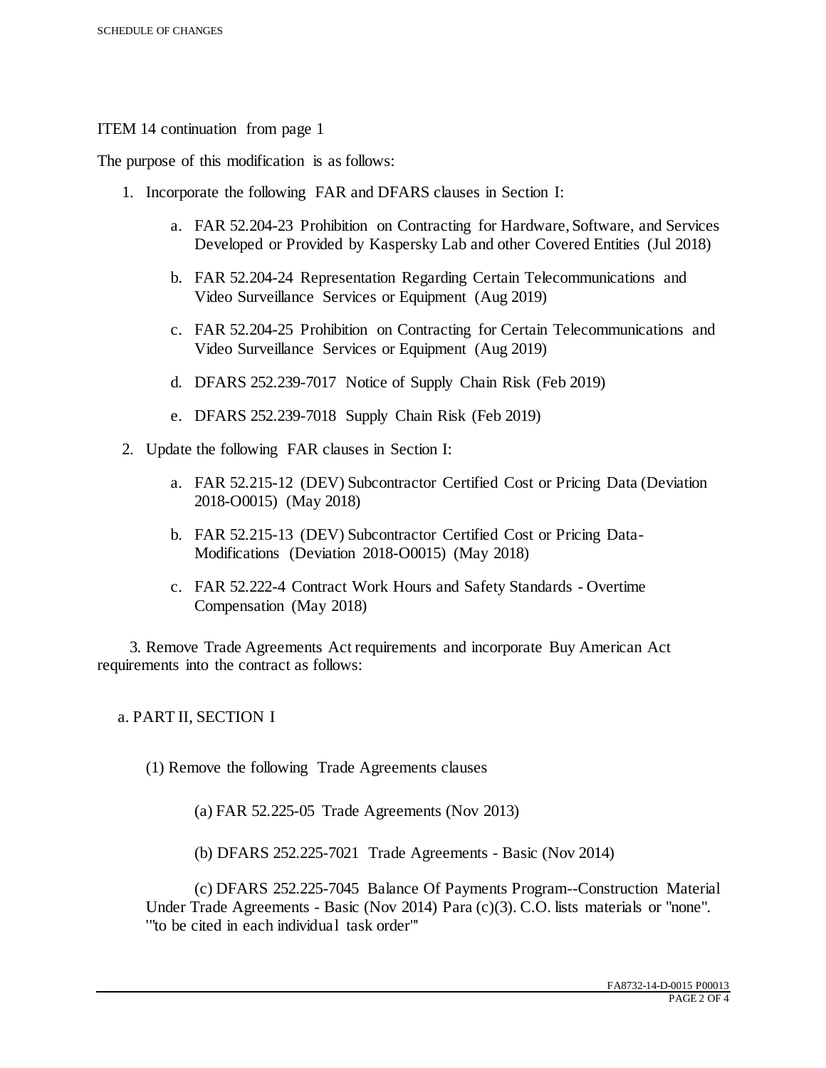ITEM 14 continuation from page 1

The purpose of this modification is as follows:

1. Incorporate the following FAR and DFARS clauses in Section I:

    a. FAR 52.204-23 Prohibition on Contracting for Hardware, Software, and Services Developed or Provided by Kaspersky Lab and other Covered Entities (Jul 2018)

    b. FAR 52.204-24 Representation Regarding Certain Telecommunications and Video Surveillance Services or Equipment (Aug 2019)

    c. FAR 52.204-25 Prohibition on Contracting for Certain Telecommunications and Video Surveillance Services or Equipment (Aug 2019)

    d. DFARS 252.239-7017 Notice of Supply Chain Risk (Feb 2019)

    e. DFARS 252.239-7018 Supply Chain Risk (Feb 2019)

2. Update the following FAR clauses in Section I:

    a. FAR 52.215-12 (DEV) Subcontractor Certified Cost or Pricing Data (Deviation 2018-O0015) (May 2018)

    b. FAR 52.215-13 (DEV) Subcontractor Certified Cost or Pricing Data-Modifications (Deviation 2018-O0015) (May 2018)

    c. FAR 52.222-4 Contract Work Hours and Safety Standards - Overtime Compensation (May 2018)

3. Remove Trade Agreements Act requirements and incorporate Buy American Act requirements into the contract as follows:

a. PART II, SECTION I

(1) Remove the following Trade Agreements clauses

(a) FAR 52.225-05 Trade Agreements (Nov 2013)

(b) DFARS 252.225-7021 Trade Agreements - Basic (Nov 2014)

(c) DFARS 252.225-7045 Balance Of Payments Program--Construction Material Under Trade Agreements - Basic (Nov 2014) Para (c)(3). C.O. lists materials or "none". '"to be cited in each individual task order"'

FA8732-14-D-0015 P00013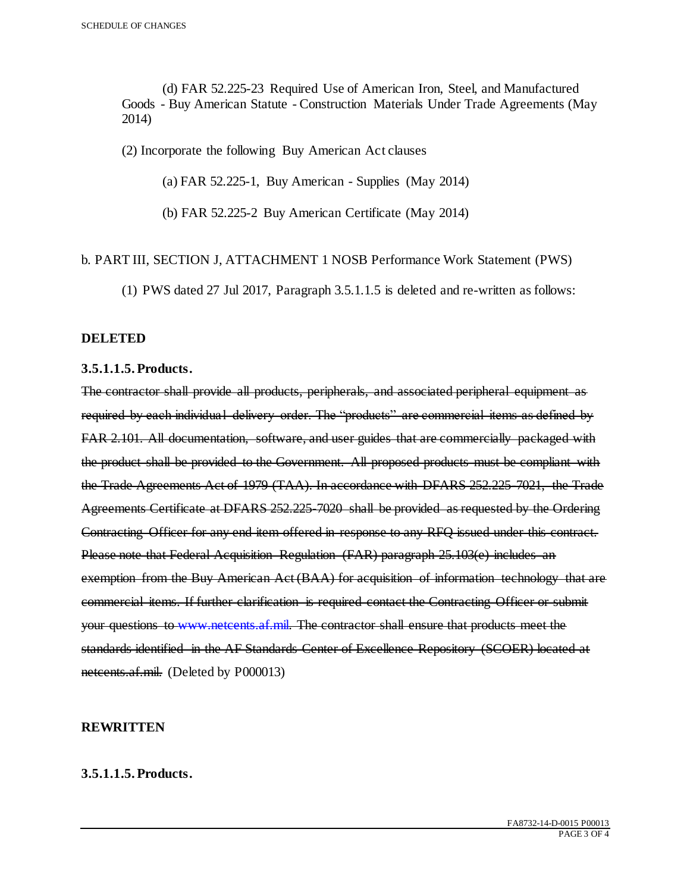(d) FAR 52.225-23 Required Use of American Iron, Steel, and Manufactured Goods - Buy American Statute - Construction Materials Under Trade Agreements (May 2014)

(2) Incorporate the following Buy American Act clauses

(a) FAR 52.225-1, Buy American - Supplies (May 2014)

(b) FAR 52.225-2 Buy American Certificate (May 2014)

b. PART III, SECTION J, ATTACHMENT 1 NOSB Performance Work Statement (PWS)

(1) PWS dated 27 Jul 2017, Paragraph 3.5.1.1.5 is deleted and re-written as follows:

**DELETED**

**3.5.1.1.5. Products.**

~~The contractor shall provide all products, peripherals, and associated peripheral equipment as required by each individual delivery order. The "products" are commercial items as defined by FAR 2.101. All documentation, software, and user guides that are commercially packaged with the product shall be provided to the Government. All proposed products must be compliant with the Trade Agreements Act of 1979 (TAA). In accordance with DFARS 252.225-7021, the Trade Agreements Certificate at DFARS 252.225-7020 shall be provided as requested by the Ordering Contracting Officer for any end item offered in response to any RFQ issued under this contract. Please note that Federal Acquisition Regulation (FAR) paragraph 25.103(e) includes an exemption from the Buy American Act (BAA) for acquisition of information technology that are commercial items. If further clarification is required contact the Contracting Officer or submit your questions to www.netcents.af.mil. The contractor shall ensure that products meet the standards identified in the AF Standards Center of Excellence Repository (SCOER) located at netcents.af.mil.~~ (Deleted by P000013)

**REWRITTEN**

**3.5.1.1.5. Products.**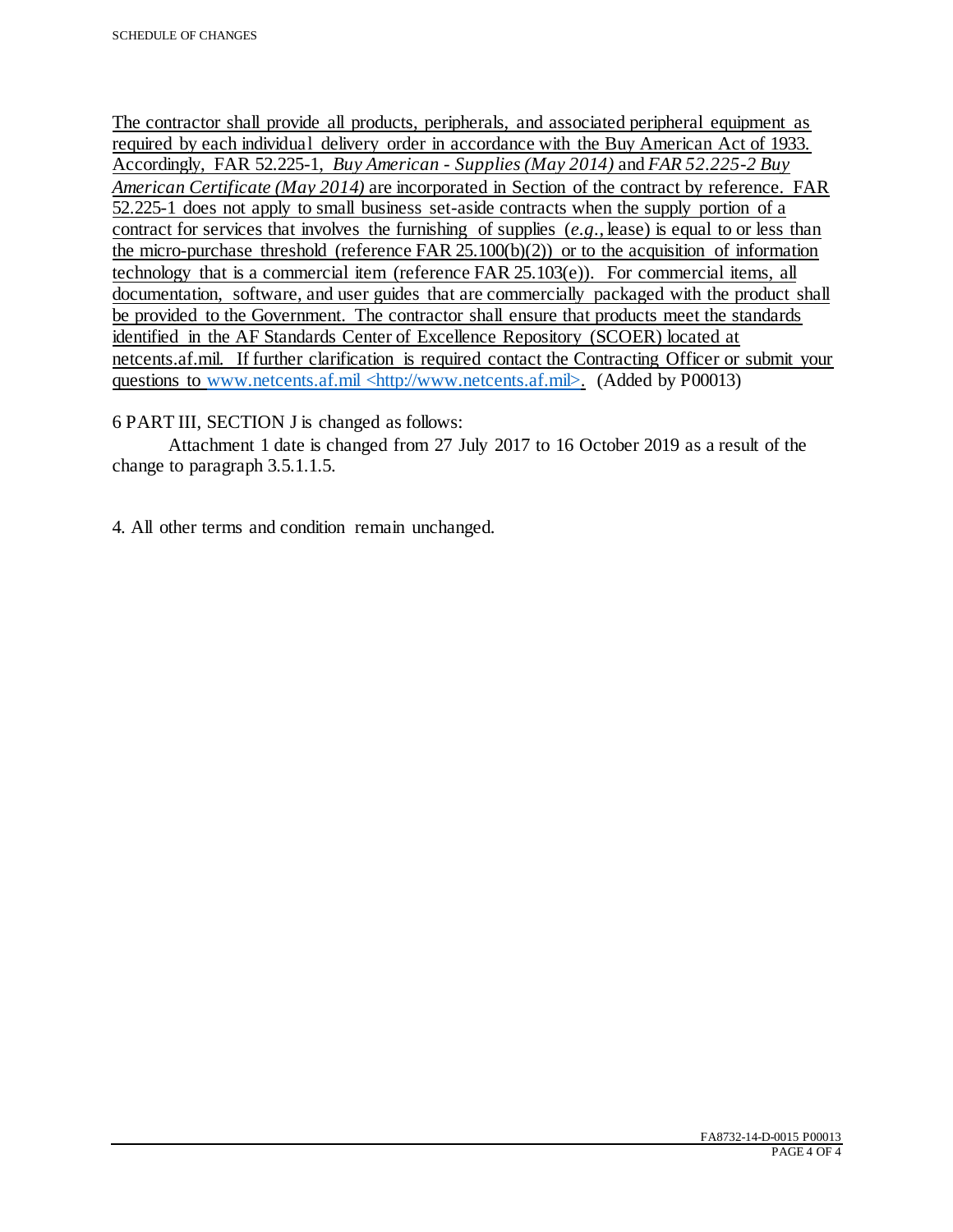The contractor shall provide all products, peripherals, and associated peripheral equipment as required by each individual delivery order in accordance with the Buy American Act of 1933. Accordingly, FAR 52.225-1, *Buy American - Supplies (May 2014)* and *FAR 52.225-2 Buy American Certificate (May 2014)* are incorporated in Section of the contract by reference. FAR 52.225-1 does not apply to small business set-aside contracts when the supply portion of a contract for services that involves the furnishing of supplies (*e.g.*, lease) is equal to or less than the micro-purchase threshold (reference FAR 25.100(b)(2)) or to the acquisition of information technology that is a commercial item (reference FAR 25.103(e)). For commercial items, all documentation, software, and user guides that are commercially packaged with the product shall be provided to the Government. The contractor shall ensure that products meet the standards identified in the AF Standards Center of Excellence Repository (SCOER) located at netcents.af.mil. If further clarification is required contact the Contracting Officer or submit your questions to www.netcents.af.mil <http://www.netcents.af.mil>. (Added by P00013)

6 PART III, SECTION J is changed as follows:

Attachment 1 date is changed from 27 July 2017 to 16 October 2019 as a result of the change to paragraph 3.5.1.1.5.

4. All other terms and condition remain unchanged.